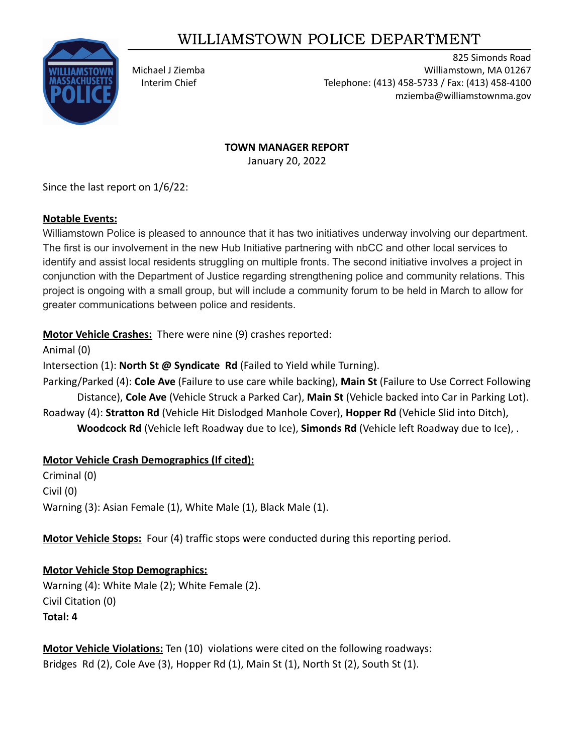# WILLIAMSTOWN POLICE DEPARTMENT

Michael J Ziemba
Interim Chief

825 Simonds Road
Williamstown, MA 01267
Telephone: (413) 458-5733 / Fax: (413) 458-4100
mziemba@williamstownma.gov

**TOWN MANAGER REPORT**
January 20, 2022

Since the last report on 1/6/22:

**Notable Events:**
Williamstown Police is pleased to announce that it has two initiatives underway involving our department. The first is our involvement in the new Hub Initiative partnering with nbCC and other local services to identify and assist local residents struggling on multiple fronts. The second initiative involves a project in conjunction with the Department of Justice regarding strengthening police and community relations. This project is ongoing with a small group, but will include a community forum to be held in March to allow for greater communications between police and residents.

**Motor Vehicle Crashes:** There were nine (9) crashes reported:
Animal (0)
Intersection (1): **North St @ Syndicate Rd** (Failed to Yield while Turning).
Parking/Parked (4): **Cole Ave** (Failure to use care while backing), **Main St** (Failure to Use Correct Following Distance), **Cole Ave** (Vehicle Struck a Parked Car), **Main St** (Vehicle backed into Car in Parking Lot).
Roadway (4): **Stratton Rd** (Vehicle Hit Dislodged Manhole Cover), **Hopper Rd** (Vehicle Slid into Ditch), **Woodcock Rd** (Vehicle left Roadway due to Ice), **Simonds Rd** (Vehicle left Roadway due to Ice), .

**Motor Vehicle Crash Demographics (If cited):**
Criminal (0)
Civil (0)
Warning (3): Asian Female (1), White Male (1), Black Male (1).

**Motor Vehicle Stops:** Four (4) traffic stops were conducted during this reporting period.

**Motor Vehicle Stop Demographics:**
Warning (4): White Male (2); White Female (2).
Civil Citation (0)
**Total: 4**

**Motor Vehicle Violations:** Ten (10) violations were cited on the following roadways:
Bridges Rd (2), Cole Ave (3), Hopper Rd (1), Main St (1), North St (2), South St (1).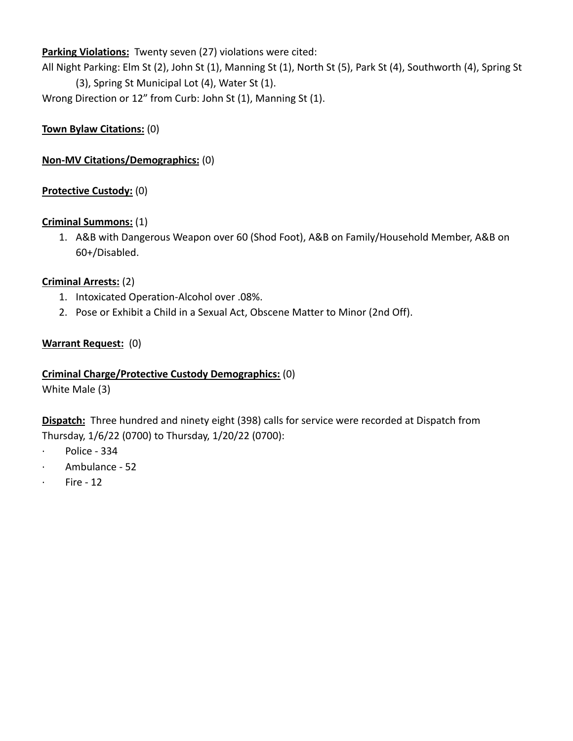**Parking Violations:** Twenty seven (27) violations were cited:

All Night Parking: Elm St (2), John St (1), Manning St (1), North St (5), Park St (4), Southworth (4), Spring St (3), Spring St Municipal Lot (4), Water St (1).

Wrong Direction or 12" from Curb: John St (1), Manning St (1).

**Town Bylaw Citations:** (0)

**Non-MV Citations/Demographics:** (0)

**Protective Custody:** (0)

**Criminal Summons:** (1)

1. A&B with Dangerous Weapon over 60 (Shod Foot), A&B on Family/Household Member, A&B on 60+/Disabled.

**Criminal Arrests:** (2)

1. Intoxicated Operation-Alcohol over .08%.
2. Pose or Exhibit a Child in a Sexual Act, Obscene Matter to Minor (2nd Off).

**Warrant Request:** (0)

**Criminal Charge/Protective Custody Demographics:** (0)

White Male (3)

**Dispatch:** Three hundred and ninety eight (398) calls for service were recorded at Dispatch from Thursday, 1/6/22 (0700) to Thursday, 1/20/22 (0700):

- Police - 334
- Ambulance - 52
- Fire - 12